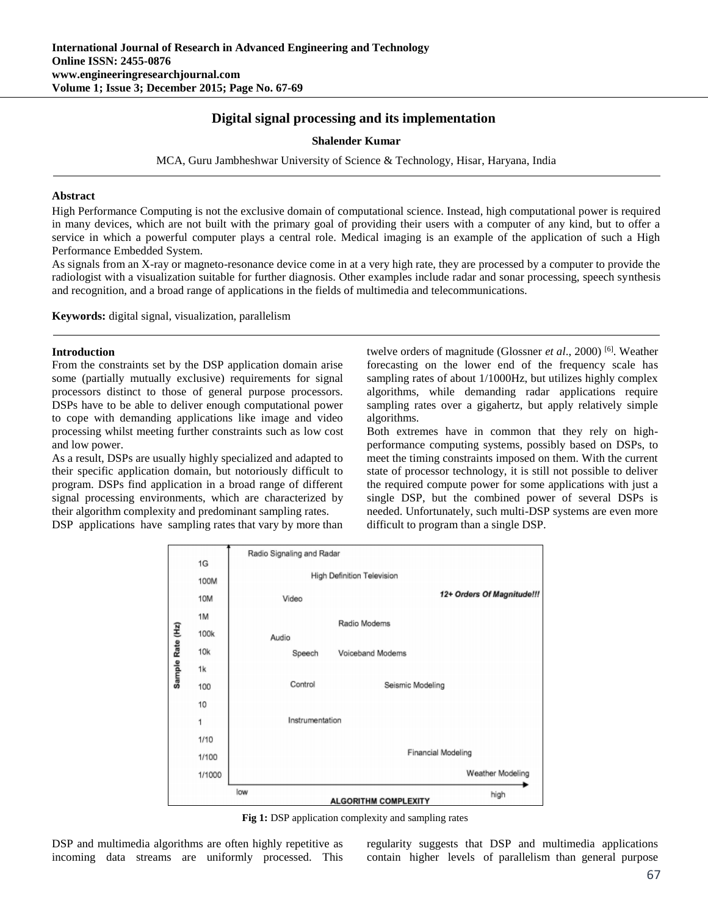# Digital signal processing and its implementation

**Shalender Kumar**

MCA, Guru Jambheshwar University of Science & Technology, Hisar, Haryana, India

## Abstract

High Performance Computing is not the exclusive domain of computational science. Instead, high computational power is required in many devices, which are not built with the primary goal of providing their users with a computer of any kind, but to offer a service in which a powerful computer plays a central role. Medical imaging is an example of the application of such a High Performance Embedded System.

As signals from an X-ray or magneto-resonance device come in at a very high rate, they are processed by a computer to provide the radiologist with a visualization suitable for further diagnosis. Other examples include radar and sonar processing, speech synthesis and recognition, and a broad range of applications in the fields of multimedia and telecommunications.

**Keywords:** digital signal, visualization, parallelism

## Introduction

From the constraints set by the DSP application domain arise some (partially mutually exclusive) requirements for signal processors distinct to those of general purpose processors. DSPs have to be able to deliver enough computational power to cope with demanding applications like image and video processing whilst meeting further constraints such as low cost and low power.

As a result, DSPs are usually highly specialized and adapted to their specific application domain, but notoriously difficult to program. DSPs find application in a broad range of different signal processing environments, which are characterized by their algorithm complexity and predominant sampling rates.

DSP applications have sampling rates that vary by more than twelve orders of magnitude (Glossner *et al*., 2000) [6]. Weather forecasting on the lower end of the frequency scale has sampling rates of about 1/1000Hz, but utilizes highly complex algorithms, while demanding radar applications require sampling rates over a gigahertz, but apply relatively simple algorithms.

Both extremes have in common that they rely on high-performance computing systems, possibly based on DSPs, to meet the timing constraints imposed on them. With the current state of processor technology, it is still not possible to deliver the required compute power for some applications with just a single DSP, but the combined power of several DSPs is needed. Unfortunately, such multi-DSP systems are even more difficult to program than a single DSP.

**Fig 1:** DSP application complexity and sampling rates

DSP and multimedia algorithms are often highly repetitive as incoming data streams are uniformly processed. This regularity suggests that DSP and multimedia applications contain higher levels of parallelism than general purpose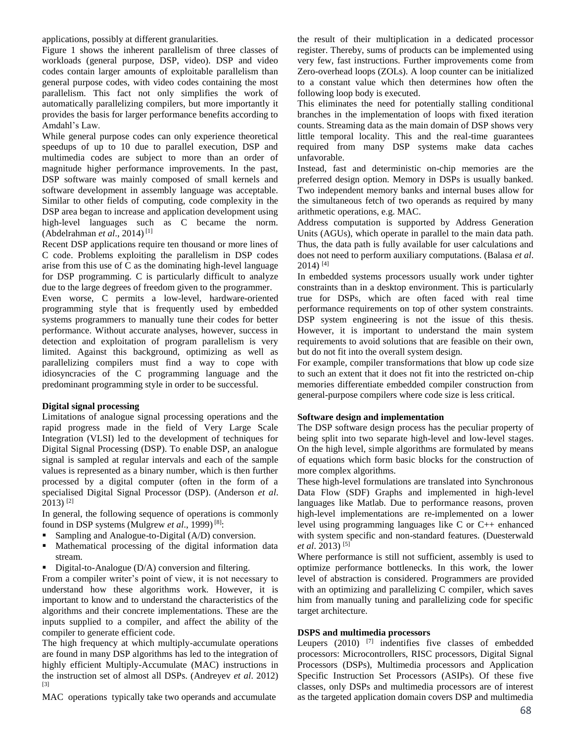applications, possibly at different granularities.

Figure 1 shows the inherent parallelism of three classes of workloads (general purpose, DSP, video). DSP and video codes contain larger amounts of exploitable parallelism than general purpose codes, with video codes containing the most parallelism. This fact not only simplifies the work of automatically parallelizing compilers, but more importantly it provides the basis for larger performance benefits according to Amdahl's Law.

While general purpose codes can only experience theoretical speedups of up to 10 due to parallel execution, DSP and multimedia codes are subject to more than an order of magnitude higher performance improvements. In the past, DSP software was mainly composed of small kernels and software development in assembly language was acceptable. Similar to other fields of computing, code complexity in the DSP area began to increase and application development using high-level languages such as C became the norm. (Abdelrahman *et al*., 2014) [1]

Recent DSP applications require ten thousand or more lines of C code. Problems exploiting the parallelism in DSP codes arise from this use of C as the dominating high-level language for DSP programming. C is particularly difficult to analyze due to the large degrees of freedom given to the programmer.

Even worse, C permits a low-level, hardware-oriented programming style that is frequently used by embedded systems programmers to manually tune their codes for better performance. Without accurate analyses, however, success in detection and exploitation of program parallelism is very limited. Against this background, optimizing as well as parallelizing compilers must find a way to cope with idiosyncracies of the C programming language and the predominant programming style in order to be successful.

**Digital signal processing**

Limitations of analogue signal processing operations and the rapid progress made in the field of Very Large Scale Integration (VLSI) led to the development of techniques for Digital Signal Processing (DSP). To enable DSP, an analogue signal is sampled at regular intervals and each of the sample values is represented as a binary number, which is then further processed by a digital computer (often in the form of a specialised Digital Signal Processor (DSP). (Anderson *et al*. 2013) [2]

In general, the following sequence of operations is commonly found in DSP systems (Mulgrew *et al*., 1999) [8]:

- Sampling and Analogue-to-Digital (A/D) conversion.
- Mathematical processing of the digital information data stream.
- Digital-to-Analogue (D/A) conversion and filtering.

From a compiler writer's point of view, it is not necessary to understand how these algorithms work. However, it is important to know and to understand the characteristics of the algorithms and their concrete implementations. These are the inputs supplied to a compiler, and affect the ability of the compiler to generate efficient code.

The high frequency at which multiply-accumulate operations are found in many DSP algorithms has led to the integration of highly efficient Multiply-Accumulate (MAC) instructions in the instruction set of almost all DSPs. (Andreyev *et al*. 2012) [3]

MAC operations typically take two operands and accumulate the result of their multiplication in a dedicated processor register. Thereby, sums of products can be implemented using very few, fast instructions. Further improvements come from Zero-overhead loops (ZOLs). A loop counter can be initialized to a constant value which then determines how often the following loop body is executed.

This eliminates the need for potentially stalling conditional branches in the implementation of loops with fixed iteration counts. Streaming data as the main domain of DSP shows very little temporal locality. This and the real-time guarantees required from many DSP systems make data caches unfavorable.

Instead, fast and deterministic on-chip memories are the preferred design option. Memory in DSPs is usually banked. Two independent memory banks and internal buses allow for the simultaneous fetch of two operands as required by many arithmetic operations, e.g. MAC.

Address computation is supported by Address Generation Units (AGUs), which operate in parallel to the main data path. Thus, the data path is fully available for user calculations and does not need to perform auxiliary computations. (Balasa *et al*. 2014) [4]

In embedded systems processors usually work under tighter constraints than in a desktop environment. This is particularly true for DSPs, which are often faced with real time performance requirements on top of other system constraints. DSP system engineering is not the issue of this thesis. However, it is important to understand the main system requirements to avoid solutions that are feasible on their own, but do not fit into the overall system design.

For example, compiler transformations that blow up code size to such an extent that it does not fit into the restricted on-chip memories differentiate embedded compiler construction from general-purpose compilers where code size is less critical.

**Software design and implementation**

The DSP software design process has the peculiar property of being split into two separate high-level and low-level stages. On the high level, simple algorithms are formulated by means of equations which form basic blocks for the construction of more complex algorithms.

These high-level formulations are translated into Synchronous Data Flow (SDF) Graphs and implemented in high-level languages like Matlab. Due to performance reasons, proven high-level implementations are re-implemented on a lower level using programming languages like C or C++ enhanced with system specific and non-standard features. (Duesterwald *et al*. 2013) [5]

Where performance is still not sufficient, assembly is used to optimize performance bottlenecks. In this work, the lower level of abstraction is considered. Programmers are provided with an optimizing and parallelizing C compiler, which saves him from manually tuning and parallelizing code for specific target architecture.

**DSPS and multimedia processors**

Leupers (2010) [7] indentifies five classes of embedded processors: Microcontrollers, RISC processors, Digital Signal Processors (DSPs), Multimedia processors and Application Specific Instruction Set Processors (ASIPs). Of these five classes, only DSPs and multimedia processors are of interest as the targeted application domain covers DSP and multimedia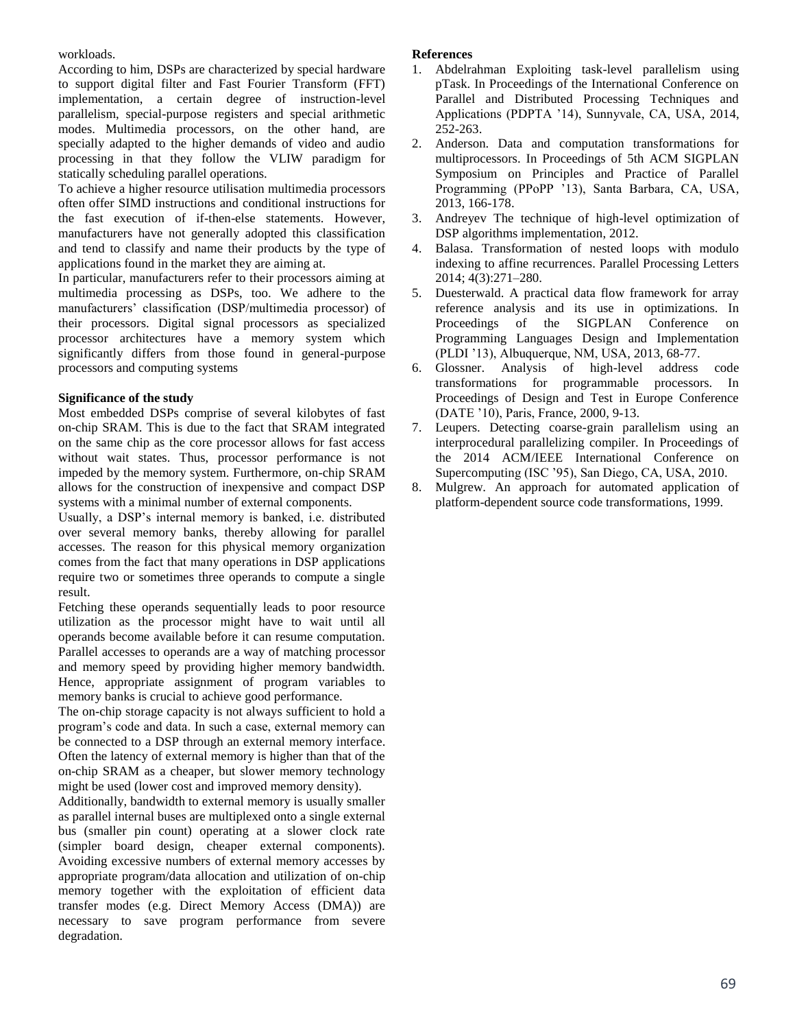workloads.

According to him, DSPs are characterized by special hardware to support digital filter and Fast Fourier Transform (FFT) implementation, a certain degree of instruction-level parallelism, special-purpose registers and special arithmetic modes. Multimedia processors, on the other hand, are specially adapted to the higher demands of video and audio processing in that they follow the VLIW paradigm for statically scheduling parallel operations.

To achieve a higher resource utilisation multimedia processors often offer SIMD instructions and conditional instructions for the fast execution of if-then-else statements. However, manufacturers have not generally adopted this classification and tend to classify and name their products by the type of applications found in the market they are aiming at.

In particular, manufacturers refer to their processors aiming at multimedia processing as DSPs, too. We adhere to the manufacturers' classification (DSP/multimedia processor) of their processors. Digital signal processors as specialized processor architectures have a memory system which significantly differs from those found in general-purpose processors and computing systems

**Significance of the study**

Most embedded DSPs comprise of several kilobytes of fast on-chip SRAM. This is due to the fact that SRAM integrated on the same chip as the core processor allows for fast access without wait states. Thus, processor performance is not impeded by the memory system. Furthermore, on-chip SRAM allows for the construction of inexpensive and compact DSP systems with a minimal number of external components.

Usually, a DSP's internal memory is banked, i.e. distributed over several memory banks, thereby allowing for parallel accesses. The reason for this physical memory organization comes from the fact that many operations in DSP applications require two or sometimes three operands to compute a single result.

Fetching these operands sequentially leads to poor resource utilization as the processor might have to wait until all operands become available before it can resume computation. Parallel accesses to operands are a way of matching processor and memory speed by providing higher memory bandwidth. Hence, appropriate assignment of program variables to memory banks is crucial to achieve good performance.

The on-chip storage capacity is not always sufficient to hold a program's code and data. In such a case, external memory can be connected to a DSP through an external memory interface. Often the latency of external memory is higher than that of the on-chip SRAM as a cheaper, but slower memory technology might be used (lower cost and improved memory density).

Additionally, bandwidth to external memory is usually smaller as parallel internal buses are multiplexed onto a single external bus (smaller pin count) operating at a slower clock rate (simpler board design, cheaper external components). Avoiding excessive numbers of external memory accesses by appropriate program/data allocation and utilization of on-chip memory together with the exploitation of efficient data transfer modes (e.g. Direct Memory Access (DMA)) are necessary to save program performance from severe degradation.

**References**

1. Abdelrahman Exploiting task-level parallelism using pTask. In Proceedings of the International Conference on Parallel and Distributed Processing Techniques and Applications (PDPTA '14), Sunnyvale, CA, USA, 2014, 252-263.
2. Anderson. Data and computation transformations for multiprocessors. In Proceedings of 5th ACM SIGPLAN Symposium on Principles and Practice of Parallel Programming (PPoPP '13), Santa Barbara, CA, USA, 2013, 166-178.
3. Andreyev The technique of high-level optimization of DSP algorithms implementation, 2012.
4. Balasa. Transformation of nested loops with modulo indexing to affine recurrences. Parallel Processing Letters 2014; 4(3):271–280.
5. Duesterwald. A practical data flow framework for array reference analysis and its use in optimizations. In Proceedings of the SIGPLAN Conference on Programming Languages Design and Implementation (PLDI '13), Albuquerque, NM, USA, 2013, 68-77.
6. Glossner. Analysis of high-level address code transformations for programmable processors. In Proceedings of Design and Test in Europe Conference (DATE '10), Paris, France, 2000, 9-13.
7. Leupers. Detecting coarse-grain parallelism using an interprocedural parallelizing compiler. In Proceedings of the 2014 ACM/IEEE International Conference on Supercomputing (ISC '95), San Diego, CA, USA, 2010.
8. Mulgrew. An approach for automated application of platform-dependent source code transformations, 1999.